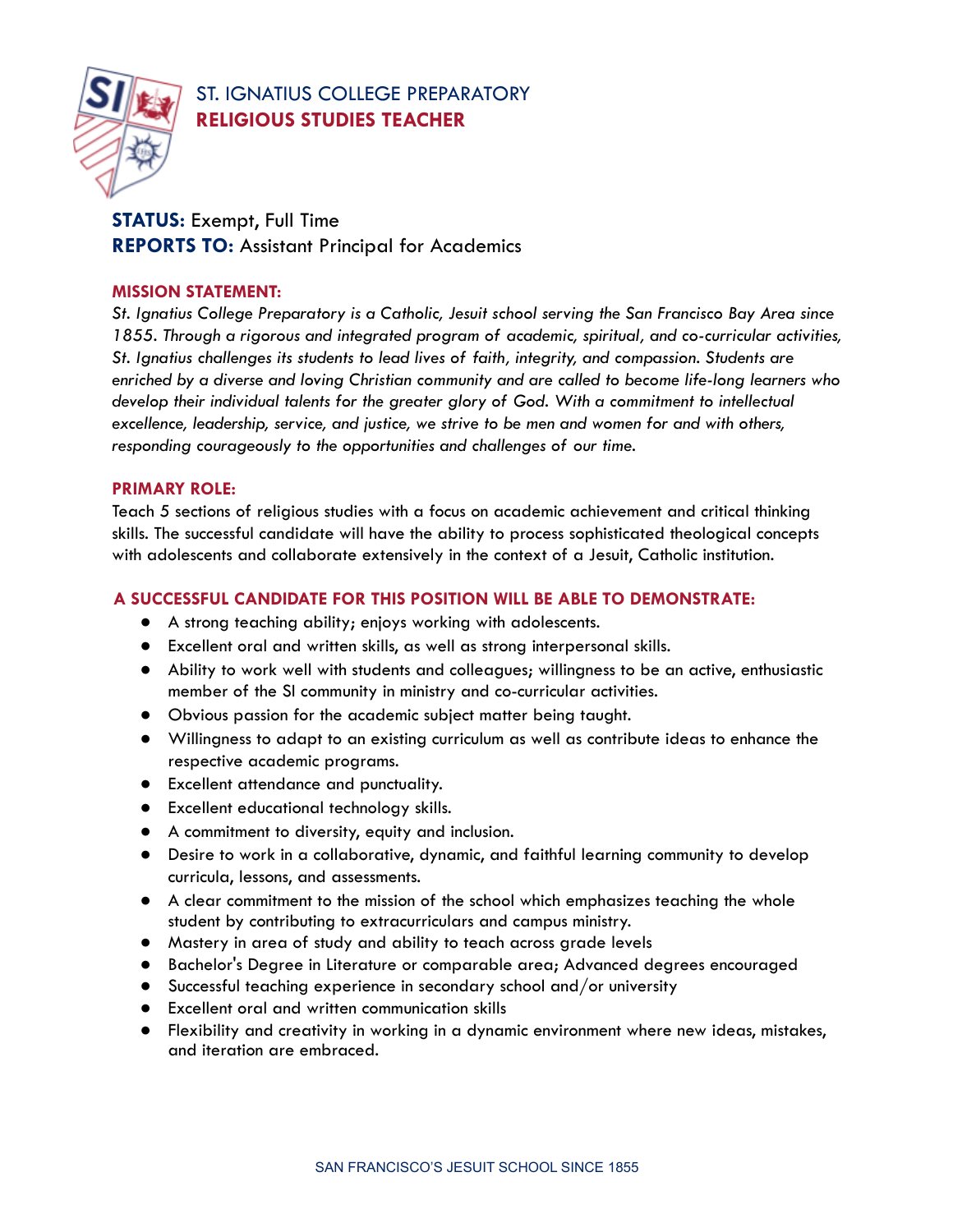# ST. IGNATIUS COLLEGE PREPARATORY
## RELIGIOUS STUDIES TEACHER

**STATUS:** Exempt, Full Time
**REPORTS TO:** Assistant Principal for Academics

**MISSION STATEMENT:**

*St. Ignatius College Preparatory is a Catholic, Jesuit school serving the San Francisco Bay Area since 1855. Through a rigorous and integrated program of academic, spiritual, and co-curricular activities, St. Ignatius challenges its students to lead lives of faith, integrity, and compassion. Students are enriched by a diverse and loving Christian community and are called to become life-long learners who develop their individual talents for the greater glory of God. With a commitment to intellectual excellence, leadership, service, and justice, we strive to be men and women for and with others, responding courageously to the opportunities and challenges of our time.*

**PRIMARY ROLE:**

Teach 5 sections of religious studies with a focus on academic achievement and critical thinking skills. The successful candidate will have the ability to process sophisticated theological concepts with adolescents and collaborate extensively in the context of a Jesuit, Catholic institution.

**A SUCCESSFUL CANDIDATE FOR THIS POSITION WILL BE ABLE TO DEMONSTRATE:**

- A strong teaching ability; enjoys working with adolescents.
- Excellent oral and written skills, as well as strong interpersonal skills.
- Ability to work well with students and colleagues; willingness to be an active, enthusiastic member of the SI community in ministry and co-curricular activities.
- Obvious passion for the academic subject matter being taught.
- Willingness to adapt to an existing curriculum as well as contribute ideas to enhance the respective academic programs.
- Excellent attendance and punctuality.
- Excellent educational technology skills.
- A commitment to diversity, equity and inclusion.
- Desire to work in a collaborative, dynamic, and faithful learning community to develop curricula, lessons, and assessments.
- A clear commitment to the mission of the school which emphasizes teaching the whole student by contributing to extracurriculars and campus ministry.
- Mastery in area of study and ability to teach across grade levels
- Bachelor's Degree in Literature or comparable area; Advanced degrees encouraged
- Successful teaching experience in secondary school and/or university
- Excellent oral and written communication skills
- Flexibility and creativity in working in a dynamic environment where new ideas, mistakes, and iteration are embraced.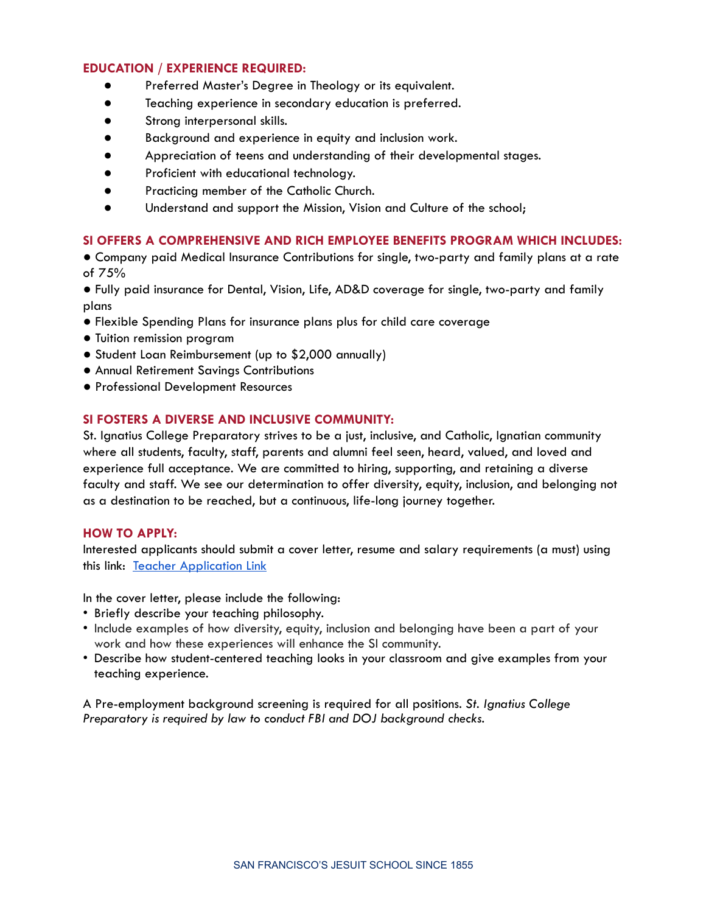## EDUCATION / EXPERIENCE REQUIRED:

- Preferred Master's Degree in Theology or its equivalent.
- Teaching experience in secondary education is preferred.
- Strong interpersonal skills.
- Background and experience in equity and inclusion work.
- Appreciation of teens and understanding of their developmental stages.
- Proficient with educational technology.
- Practicing member of the Catholic Church.
- Understand and support the Mission, Vision and Culture of the school;

## SI OFFERS A COMPREHENSIVE AND RICH EMPLOYEE BENEFITS PROGRAM WHICH INCLUDES:

- Company paid Medical Insurance Contributions for single, two-party and family plans at a rate of 75%
- Fully paid insurance for Dental, Vision, Life, AD&D coverage for single, two-party and family plans
- Flexible Spending Plans for insurance plans plus for child care coverage
- Tuition remission program
- Student Loan Reimbursement (up to $2,000 annually)
- Annual Retirement Savings Contributions
- Professional Development Resources

## SI FOSTERS A DIVERSE AND INCLUSIVE COMMUNITY:

St. Ignatius College Preparatory strives to be a just, inclusive, and Catholic, Ignatian community where all students, faculty, staff, parents and alumni feel seen, heard, valued, and loved and experience full acceptance. We are committed to hiring, supporting, and retaining a diverse faculty and staff. We see our determination to offer diversity, equity, inclusion, and belonging not as a destination to be reached, but a continuous, life-long journey together.

## HOW TO APPLY:

Interested applicants should submit a cover letter, resume and salary requirements (a must) using this link: Teacher Application Link

In the cover letter, please include the following:

- Briefly describe your teaching philosophy.
- Include examples of how diversity, equity, inclusion and belonging have been a part of your work and how these experiences will enhance the SI community.
- Describe how student-centered teaching looks in your classroom and give examples from your teaching experience.

A Pre-employment background screening is required for all positions. *St. Ignatius College Preparatory is required by law to conduct FBI and DOJ background checks.*